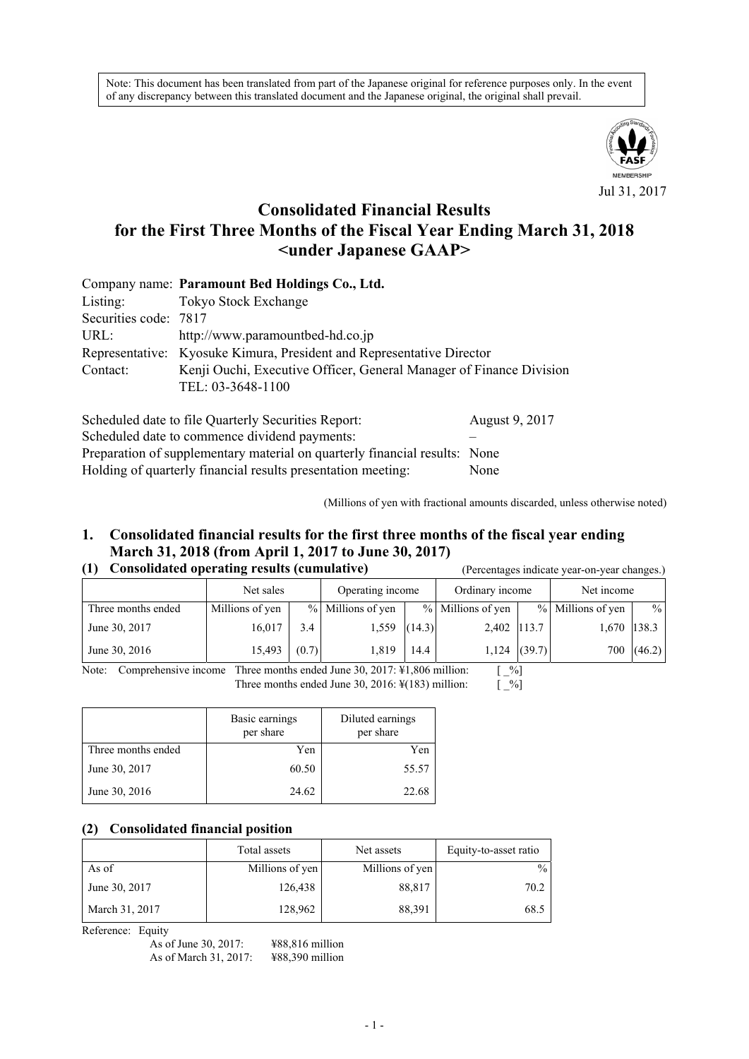Note: This document has been translated from part of the Japanese original for reference purposes only. In the event of any discrepancy between this translated document and the Japanese original, the original shall prevail.

Jul 31, 2017

# Consolidated Financial Results for the First Three Months of the Fiscal Year Ending March 31, 2018 <under Japanese GAAP>

Company name: **Paramount Bed Holdings Co., Ltd.**
Listing: Tokyo Stock Exchange
Securities code: 7817
URL: http://www.paramountbed-hd.co.jp
Representative: Kyosuke Kimura, President and Representative Director
Contact: Kenji Ouchi, Executive Officer, General Manager of Finance Division
TEL: 03-3648-1100

Scheduled date to file Quarterly Securities Report: August 9, 2017
Scheduled date to commence dividend payments: –
Preparation of supplementary material on quarterly financial results: None
Holding of quarterly financial results presentation meeting: None

(Millions of yen with fractional amounts discarded, unless otherwise noted)

## 1. Consolidated financial results for the first three months of the fiscal year ending March 31, 2018 (from April 1, 2017 to June 30, 2017)

### (1) Consolidated operating results (cumulative)

(Percentages indicate year-on-year changes.)

| | Net sales | | Operating income | | Ordinary income | | Net income | |
|---|---|---|---|---|---|---|---|---|
| Three months ended | Millions of yen | % | Millions of yen | % | Millions of yen | % | Millions of yen | % |
| June 30, 2017 | 16,017 | 3.4 | 1,559 | (14.3) | 2,402 | 113.7 | 1,670 | 138.3 |
| June 30, 2016 | 15,493 | (0.7) | 1,819 | 14.4 | 1,124 | (39.7) | 700 | (46.2) |

Note: Comprehensive income Three months ended June 30, 2017: ¥1,806 million: [ _%]
Three months ended June 30, 2016: ¥(183) million: [ _%]

| | Basic earnings per share | Diluted earnings per share |
|---|---|---|
| Three months ended | Yen | Yen |
| June 30, 2017 | 60.50 | 55.57 |
| June 30, 2016 | 24.62 | 22.68 |

### (2) Consolidated financial position

| | Total assets | Net assets | Equity-to-asset ratio |
|---|---|---|---|
| As of | Millions of yen | Millions of yen | % |
| June 30, 2017 | 126,438 | 88,817 | 70.2 |
| March 31, 2017 | 128,962 | 88,391 | 68.5 |

Reference: Equity
As of June 30, 2017: ¥88,816 million
As of March 31, 2017: ¥88,390 million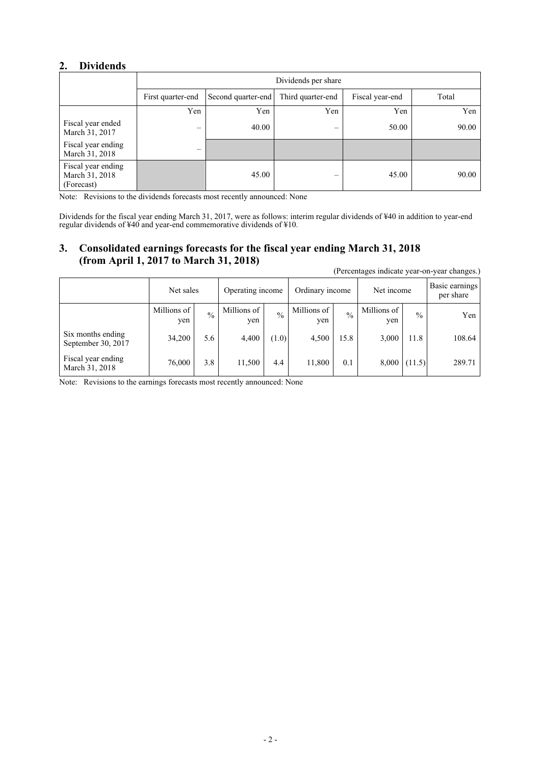## 2. Dividends

| | Dividends per share | | | | |
|---|---|---|---|---|---|
| | First quarter-end | Second quarter-end | Third quarter-end | Fiscal year-end | Total |
| | Yen | Yen | Yen | Yen | Yen |
| Fiscal year ended March 31, 2017 | – | 40.00 | – | 50.00 | 90.00 |
| Fiscal year ending March 31, 2018 | – | | | | |
| Fiscal year ending March 31, 2018 (Forecast) | | 45.00 | – | 45.00 | 90.00 |

Note: Revisions to the dividends forecasts most recently announced: None

Dividends for the fiscal year ending March 31, 2017, were as follows: interim regular dividends of ¥40 in addition to year-end regular dividends of ¥40 and year-end commemorative dividends of ¥10.

## 3. Consolidated earnings forecasts for the fiscal year ending March 31, 2018 (from April 1, 2017 to March 31, 2018)

(Percentages indicate year-on-year changes.)

| | Net sales | | Operating income | | Ordinary income | | Net income | | Basic earnings per share |
|---|---|---|---|---|---|---|---|---|---|
| | Millions of yen | % | Millions of yen | % | Millions of yen | % | Millions of yen | % | Yen |
| Six months ending September 30, 2017 | 34,200 | 5.6 | 4,400 | (1.0) | 4,500 | 15.8 | 3,000 | 11.8 | 108.64 |
| Fiscal year ending March 31, 2018 | 76,000 | 3.8 | 11,500 | 4.4 | 11,800 | 0.1 | 8,000 | (11.5) | 289.71 |

Note: Revisions to the earnings forecasts most recently announced: None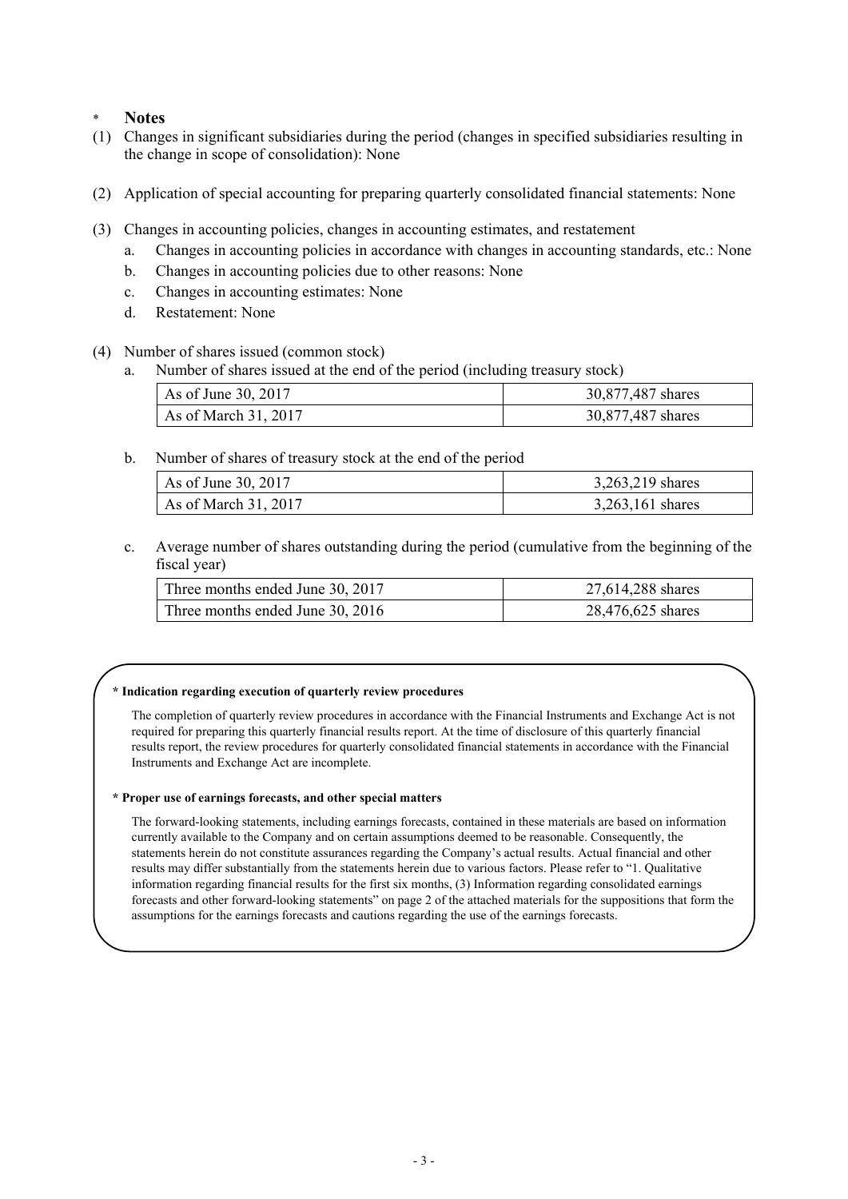## * Notes

(1) Changes in significant subsidiaries during the period (changes in specified subsidiaries resulting in the change in scope of consolidation): None

(2) Application of special accounting for preparing quarterly consolidated financial statements: None

(3) Changes in accounting policies, changes in accounting estimates, and restatement

a. Changes in accounting policies in accordance with changes in accounting standards, etc.: None

b. Changes in accounting policies due to other reasons: None

c. Changes in accounting estimates: None

d. Restatement: None

(4) Number of shares issued (common stock)

a. Number of shares issued at the end of the period (including treasury stock)

| | |
|---|---|
| As of June 30, 2017 | 30,877,487 shares |
| As of March 31, 2017 | 30,877,487 shares |

b. Number of shares of treasury stock at the end of the period

| | |
|---|---|
| As of June 30, 2017 | 3,263,219 shares |
| As of March 31, 2017 | 3,263,161 shares |

c. Average number of shares outstanding during the period (cumulative from the beginning of the fiscal year)

| | |
|---|---|
| Three months ended June 30, 2017 | 27,614,288 shares |
| Three months ended June 30, 2016 | 28,476,625 shares |

**\* Indication regarding execution of quarterly review procedures**

The completion of quarterly review procedures in accordance with the Financial Instruments and Exchange Act is not required for preparing this quarterly financial results report. At the time of disclosure of this quarterly financial results report, the review procedures for quarterly consolidated financial statements in accordance with the Financial Instruments and Exchange Act are incomplete.

**\* Proper use of earnings forecasts, and other special matters**

The forward-looking statements, including earnings forecasts, contained in these materials are based on information currently available to the Company and on certain assumptions deemed to be reasonable. Consequently, the statements herein do not constitute assurances regarding the Company's actual results. Actual financial and other results may differ substantially from the statements herein due to various factors. Please refer to "1. Qualitative information regarding financial results for the first six months, (3) Information regarding consolidated earnings forecasts and other forward-looking statements" on page 2 of the attached materials for the suppositions that form the assumptions for the earnings forecasts and cautions regarding the use of the earnings forecasts.